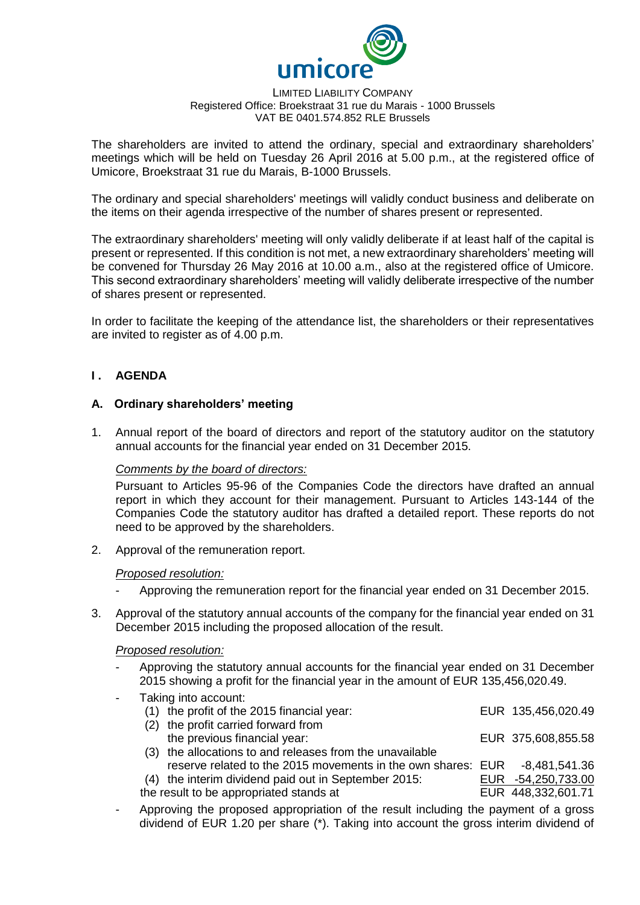umicore

LIMITED LIABILITY COMPANY
Registered Office: Broekstraat 31 rue du Marais - 1000 Brussels
VAT BE 0401.574.852 RLE Brussels

The shareholders are invited to attend the ordinary, special and extraordinary shareholders' meetings which will be held on Tuesday 26 April 2016 at 5.00 p.m., at the registered office of Umicore, Broekstraat 31 rue du Marais, B-1000 Brussels.

The ordinary and special shareholders' meetings will validly conduct business and deliberate on the items on their agenda irrespective of the number of shares present or represented.

The extraordinary shareholders' meeting will only validly deliberate if at least half of the capital is present or represented. If this condition is not met, a new extraordinary shareholders' meeting will be convened for Thursday 26 May 2016 at 10.00 a.m., also at the registered office of Umicore. This second extraordinary shareholders' meeting will validly deliberate irrespective of the number of shares present or represented.

In order to facilitate the keeping of the attendance list, the shareholders or their representatives are invited to register as of 4.00 p.m.

## I. AGENDA

### A. Ordinary shareholders' meeting

1. Annual report of the board of directors and report of the statutory auditor on the statutory annual accounts for the financial year ended on 31 December 2015.

   *Comments by the board of directors:*

   Pursuant to Articles 95-96 of the Companies Code the directors have drafted an annual report in which they account for their management. Pursuant to Articles 143-144 of the Companies Code the statutory auditor has drafted a detailed report. These reports do not need to be approved by the shareholders.

2. Approval of the remuneration report.

   *Proposed resolution:*

   - Approving the remuneration report for the financial year ended on 31 December 2015.

3. Approval of the statutory annual accounts of the company for the financial year ended on 31 December 2015 including the proposed allocation of the result.

   *Proposed resolution:*

   - Approving the statutory annual accounts for the financial year ended on 31 December 2015 showing a profit for the financial year in the amount of EUR 135,456,020.49.
   - Taking into account:

| | |
|---|---|
| (1) the profit of the 2015 financial year: | EUR 135,456,020.49 |
| (2) the profit carried forward from the previous financial year: | EUR 375,608,855.58 |
| (3) the allocations to and releases from the unavailable reserve related to the 2015 movements in the own shares: | EUR -8,481,541.36 |
| (4) the interim dividend paid out in September 2015: | EUR -54,250,733.00 |
| the result to be appropriated stands at | EUR 448,332,601.71 |

   - Approving the proposed appropriation of the result including the payment of a gross dividend of EUR 1.20 per share (*). Taking into account the gross interim dividend of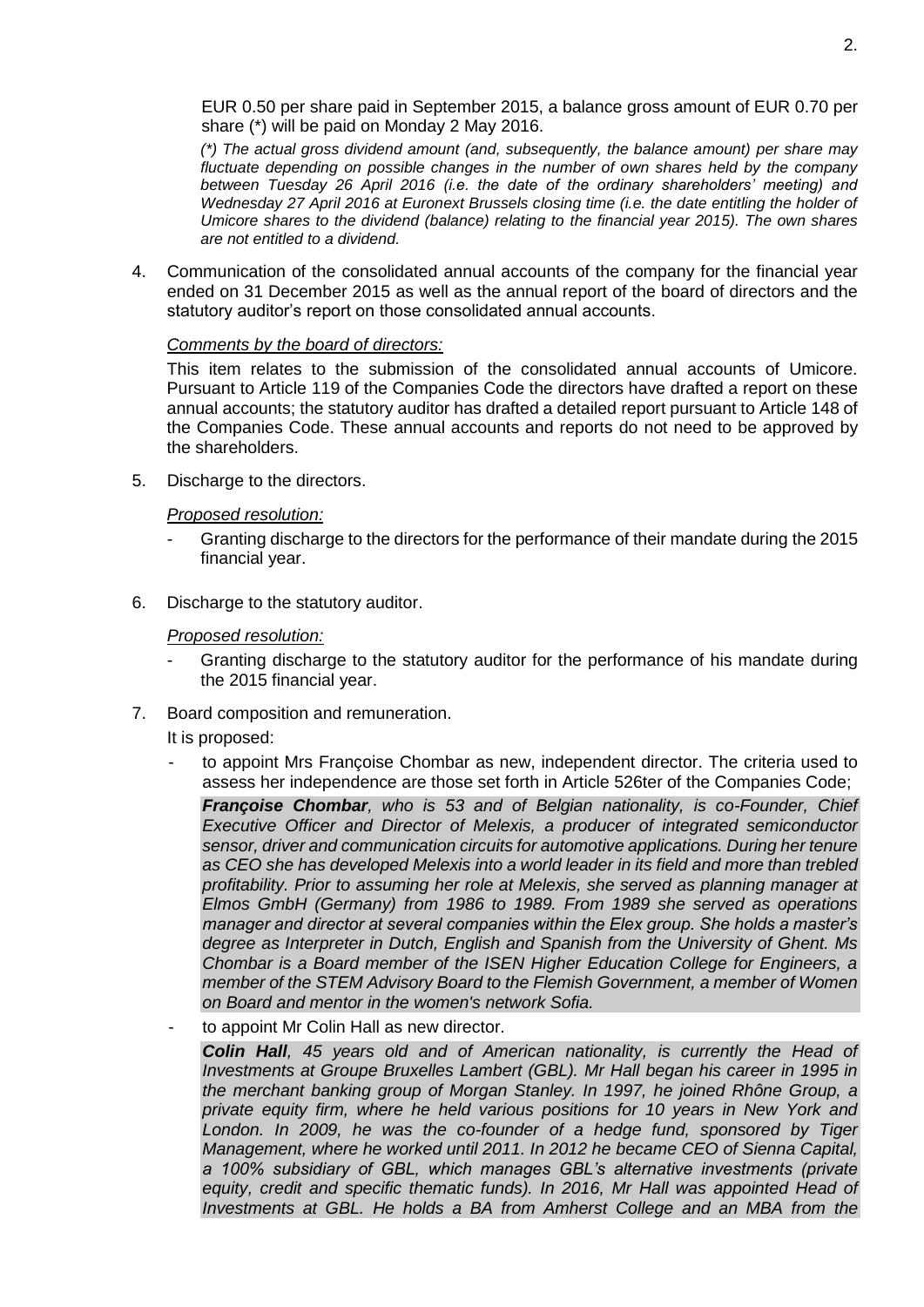EUR 0.50 per share paid in September 2015, a balance gross amount of EUR 0.70 per share (*) will be paid on Monday 2 May 2016.

*(*) The actual gross dividend amount (and, subsequently, the balance amount) per share may fluctuate depending on possible changes in the number of own shares held by the company between Tuesday 26 April 2016 (i.e. the date of the ordinary shareholders' meeting) and Wednesday 27 April 2016 at Euronext Brussels closing time (i.e. the date entitling the holder of Umicore shares to the dividend (balance) relating to the financial year 2015). The own shares are not entitled to a dividend.*

4. Communication of the consolidated annual accounts of the company for the financial year ended on 31 December 2015 as well as the annual report of the board of directors and the statutory auditor's report on those consolidated annual accounts.

   *Comments by the board of directors:*

   This item relates to the submission of the consolidated annual accounts of Umicore. Pursuant to Article 119 of the Companies Code the directors have drafted a report on these annual accounts; the statutory auditor has drafted a detailed report pursuant to Article 148 of the Companies Code. These annual accounts and reports do not need to be approved by the shareholders.

5. Discharge to the directors.

   *Proposed resolution:*

   - Granting discharge to the directors for the performance of their mandate during the 2015 financial year.

6. Discharge to the statutory auditor.

   *Proposed resolution:*

   - Granting discharge to the statutory auditor for the performance of his mandate during the 2015 financial year.

7. Board composition and remuneration.

   It is proposed:

   - to appoint Mrs Françoise Chombar as new, independent director. The criteria used to assess her independence are those set forth in Article 526ter of the Companies Code;

     ***Françoise Chombar**, who is 53 and of Belgian nationality, is co-Founder, Chief Executive Officer and Director of Melexis, a producer of integrated semiconductor sensor, driver and communication circuits for automotive applications. During her tenure as CEO she has developed Melexis into a world leader in its field and more than trebled profitability. Prior to assuming her role at Melexis, she served as planning manager at Elmos GmbH (Germany) from 1986 to 1989. From 1989 she served as operations manager and director at several companies within the Elex group. She holds a master's degree as Interpreter in Dutch, English and Spanish from the University of Ghent. Ms Chombar is a Board member of the ISEN Higher Education College for Engineers, a member of the STEM Advisory Board to the Flemish Government, a member of Women on Board and mentor in the women's network Sofia.*

   - to appoint Mr Colin Hall as new director.

     ***Colin Hall**, 45 years old and of American nationality, is currently the Head of Investments at Groupe Bruxelles Lambert (GBL). Mr Hall began his career in 1995 in the merchant banking group of Morgan Stanley. In 1997, he joined Rhône Group, a private equity firm, where he held various positions for 10 years in New York and London. In 2009, he was the co-founder of a hedge fund, sponsored by Tiger Management, where he worked until 2011. In 2012 he became CEO of Sienna Capital, a 100% subsidiary of GBL, which manages GBL's alternative investments (private equity, credit and specific thematic funds). In 2016, Mr Hall was appointed Head of Investments at GBL. He holds a BA from Amherst College and an MBA from the*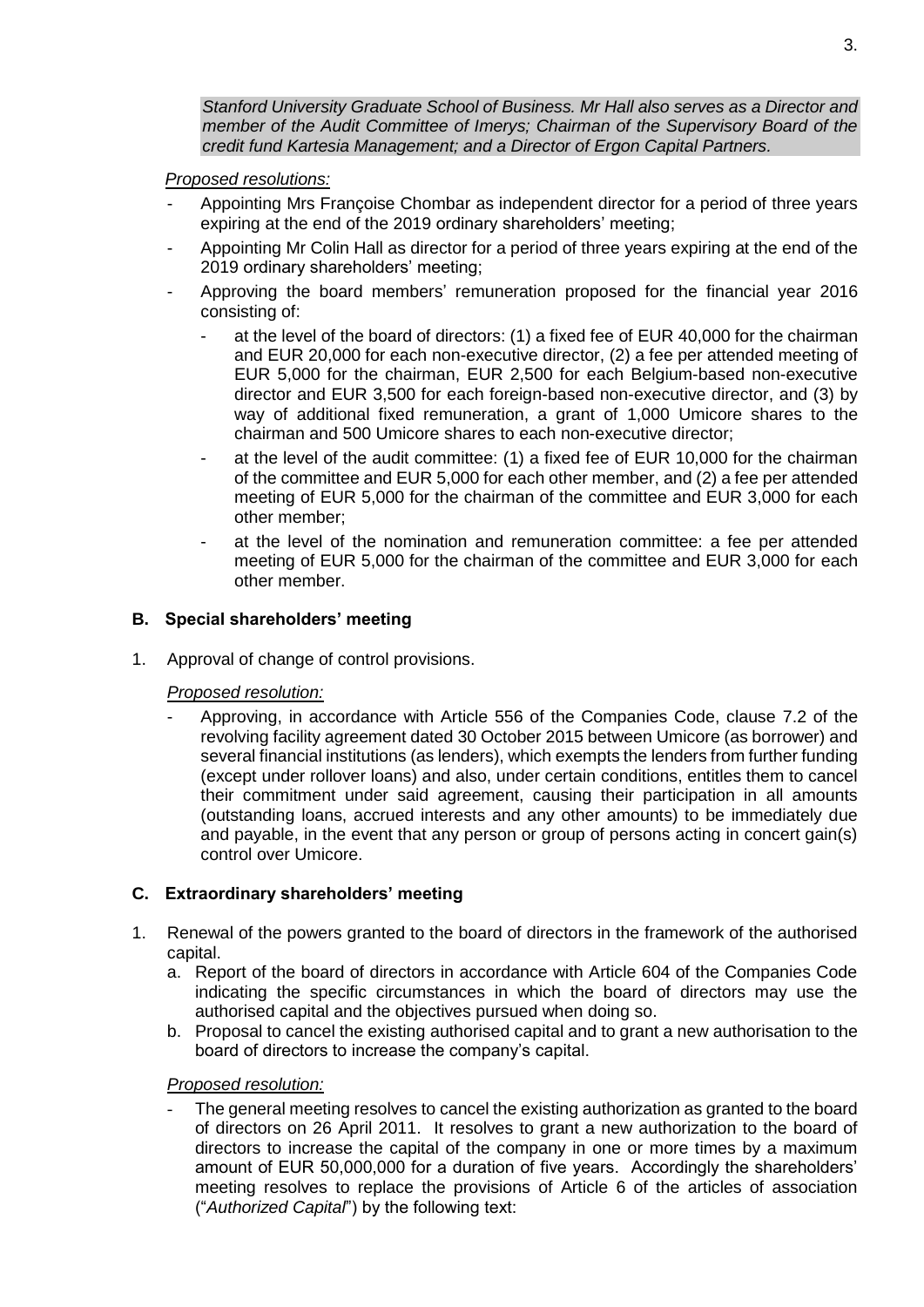*Stanford University Graduate School of Business. Mr Hall also serves as a Director and member of the Audit Committee of Imerys; Chairman of the Supervisory Board of the credit fund Kartesia Management; and a Director of Ergon Capital Partners.*

*Proposed resolutions:*

- Appointing Mrs Françoise Chombar as independent director for a period of three years expiring at the end of the 2019 ordinary shareholders' meeting;
- Appointing Mr Colin Hall as director for a period of three years expiring at the end of the 2019 ordinary shareholders' meeting;
- Approving the board members' remuneration proposed for the financial year 2016 consisting of:
  - at the level of the board of directors: (1) a fixed fee of EUR 40,000 for the chairman and EUR 20,000 for each non-executive director, (2) a fee per attended meeting of EUR 5,000 for the chairman, EUR 2,500 for each Belgium-based non-executive director and EUR 3,500 for each foreign-based non-executive director, and (3) by way of additional fixed remuneration, a grant of 1,000 Umicore shares to the chairman and 500 Umicore shares to each non-executive director;
  - at the level of the audit committee: (1) a fixed fee of EUR 10,000 for the chairman of the committee and EUR 5,000 for each other member, and (2) a fee per attended meeting of EUR 5,000 for the chairman of the committee and EUR 3,000 for each other member;
  - at the level of the nomination and remuneration committee: a fee per attended meeting of EUR 5,000 for the chairman of the committee and EUR 3,000 for each other member.

## B. Special shareholders' meeting

1. Approval of change of control provisions.

*Proposed resolution:*

- Approving, in accordance with Article 556 of the Companies Code, clause 7.2 of the revolving facility agreement dated 30 October 2015 between Umicore (as borrower) and several financial institutions (as lenders), which exempts the lenders from further funding (except under rollover loans) and also, under certain conditions, entitles them to cancel their commitment under said agreement, causing their participation in all amounts (outstanding loans, accrued interests and any other amounts) to be immediately due and payable, in the event that any person or group of persons acting in concert gain(s) control over Umicore.

## C. Extraordinary shareholders' meeting

1. Renewal of the powers granted to the board of directors in the framework of the authorised capital.
   a. Report of the board of directors in accordance with Article 604 of the Companies Code indicating the specific circumstances in which the board of directors may use the authorised capital and the objectives pursued when doing so.
   b. Proposal to cancel the existing authorised capital and to grant a new authorisation to the board of directors to increase the company's capital.

*Proposed resolution:*

- The general meeting resolves to cancel the existing authorization as granted to the board of directors on 26 April 2011. It resolves to grant a new authorization to the board of directors to increase the capital of the company in one or more times by a maximum amount of EUR 50,000,000 for a duration of five years. Accordingly the shareholders' meeting resolves to replace the provisions of Article 6 of the articles of association ("*Authorized Capital*") by the following text: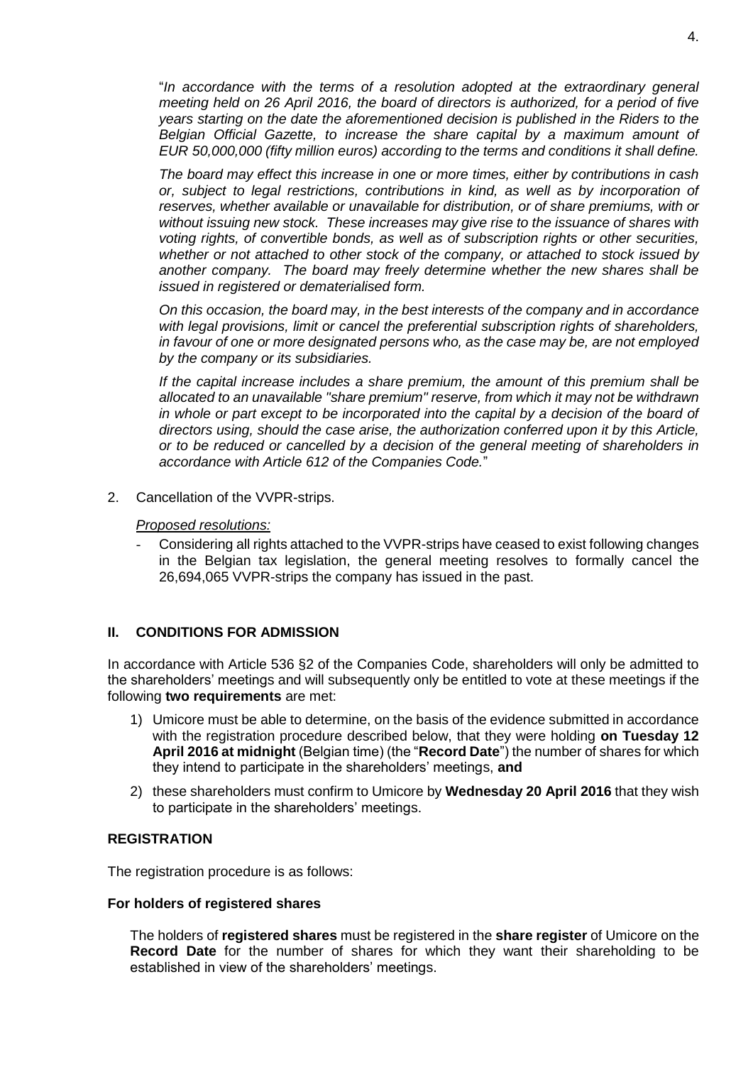"*In accordance with the terms of a resolution adopted at the extraordinary general meeting held on 26 April 2016, the board of directors is authorized, for a period of five years starting on the date the aforementioned decision is published in the Riders to the Belgian Official Gazette, to increase the share capital by a maximum amount of EUR 50,000,000 (fifty million euros) according to the terms and conditions it shall define.*

*The board may effect this increase in one or more times, either by contributions in cash or, subject to legal restrictions, contributions in kind, as well as by incorporation of reserves, whether available or unavailable for distribution, or of share premiums, with or without issuing new stock. These increases may give rise to the issuance of shares with voting rights, of convertible bonds, as well as of subscription rights or other securities, whether or not attached to other stock of the company, or attached to stock issued by another company. The board may freely determine whether the new shares shall be issued in registered or dematerialised form.*

*On this occasion, the board may, in the best interests of the company and in accordance with legal provisions, limit or cancel the preferential subscription rights of shareholders, in favour of one or more designated persons who, as the case may be, are not employed by the company or its subsidiaries.*

*If the capital increase includes a share premium, the amount of this premium shall be allocated to an unavailable "share premium" reserve, from which it may not be withdrawn in whole or part except to be incorporated into the capital by a decision of the board of directors using, should the case arise, the authorization conferred upon it by this Article, or to be reduced or cancelled by a decision of the general meeting of shareholders in accordance with Article 612 of the Companies Code.*"

2. Cancellation of the VVPR-strips.

   *Proposed resolutions:*

   - Considering all rights attached to the VVPR-strips have ceased to exist following changes in the Belgian tax legislation, the general meeting resolves to formally cancel the 26,694,065 VVPR-strips the company has issued in the past.

## II. CONDITIONS FOR ADMISSION

In accordance with Article 536 §2 of the Companies Code, shareholders will only be admitted to the shareholders' meetings and will subsequently only be entitled to vote at these meetings if the following **two requirements** are met:

1) Umicore must be able to determine, on the basis of the evidence submitted in accordance with the registration procedure described below, that they were holding **on Tuesday 12 April 2016 at midnight** (Belgian time) (the "**Record Date**") the number of shares for which they intend to participate in the shareholders' meetings, **and**
2) these shareholders must confirm to Umicore by **Wednesday 20 April 2016** that they wish to participate in the shareholders' meetings.

### REGISTRATION

The registration procedure is as follows:

#### For holders of registered shares

The holders of **registered shares** must be registered in the **share register** of Umicore on the **Record Date** for the number of shares for which they want their shareholding to be established in view of the shareholders' meetings.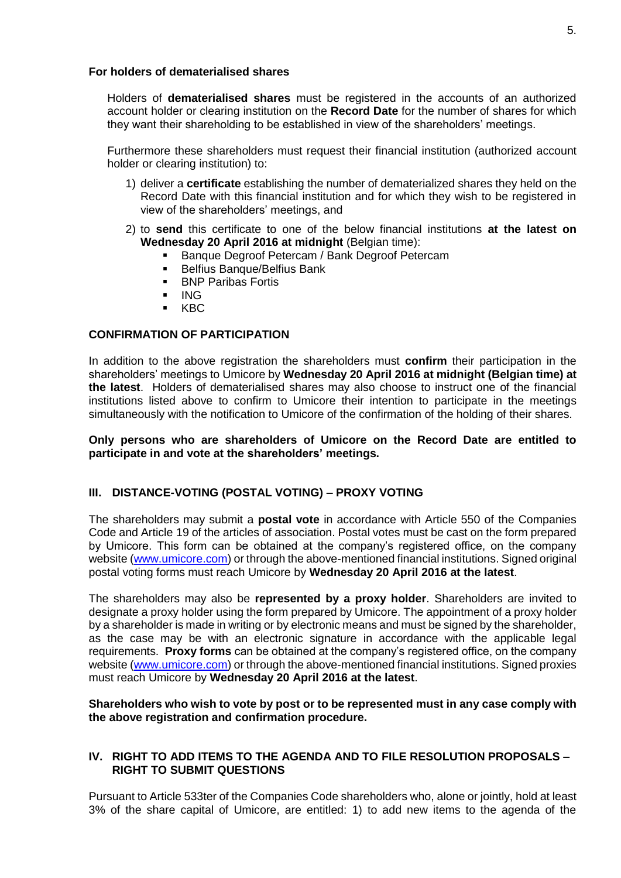**For holders of dematerialised shares**

Holders of **dematerialised shares** must be registered in the accounts of an authorized account holder or clearing institution on the **Record Date** for the number of shares for which they want their shareholding to be established in view of the shareholders' meetings.

Furthermore these shareholders must request their financial institution (authorized account holder or clearing institution) to:

1) deliver a **certificate** establishing the number of dematerialized shares they held on the Record Date with this financial institution and for which they wish to be registered in view of the shareholders' meetings, and
2) to **send** this certificate to one of the below financial institutions **at the latest on Wednesday 20 April 2016 at midnight** (Belgian time):
   - Banque Degroof Petercam / Bank Degroof Petercam
   - Belfius Banque/Belfius Bank
   - BNP Paribas Fortis
   - ING
   - KBC

**CONFIRMATION OF PARTICIPATION**

In addition to the above registration the shareholders must **confirm** their participation in the shareholders' meetings to Umicore by **Wednesday 20 April 2016 at midnight (Belgian time) at the latest**. Holders of dematerialised shares may also choose to instruct one of the financial institutions listed above to confirm to Umicore their intention to participate in the meetings simultaneously with the notification to Umicore of the confirmation of the holding of their shares.

**Only persons who are shareholders of Umicore on the Record Date are entitled to participate in and vote at the shareholders' meetings.**

## III. DISTANCE-VOTING (POSTAL VOTING) – PROXY VOTING

The shareholders may submit a **postal vote** in accordance with Article 550 of the Companies Code and Article 19 of the articles of association. Postal votes must be cast on the form prepared by Umicore. This form can be obtained at the company's registered office, on the company website (www.umicore.com) or through the above-mentioned financial institutions. Signed original postal voting forms must reach Umicore by **Wednesday 20 April 2016 at the latest**.

The shareholders may also be **represented by a proxy holder**. Shareholders are invited to designate a proxy holder using the form prepared by Umicore. The appointment of a proxy holder by a shareholder is made in writing or by electronic means and must be signed by the shareholder, as the case may be with an electronic signature in accordance with the applicable legal requirements. **Proxy forms** can be obtained at the company's registered office, on the company website (www.umicore.com) or through the above-mentioned financial institutions. Signed proxies must reach Umicore by **Wednesday 20 April 2016 at the latest**.

**Shareholders who wish to vote by post or to be represented must in any case comply with the above registration and confirmation procedure.**

## IV. RIGHT TO ADD ITEMS TO THE AGENDA AND TO FILE RESOLUTION PROPOSALS – RIGHT TO SUBMIT QUESTIONS

Pursuant to Article 533ter of the Companies Code shareholders who, alone or jointly, hold at least 3% of the share capital of Umicore, are entitled: 1) to add new items to the agenda of the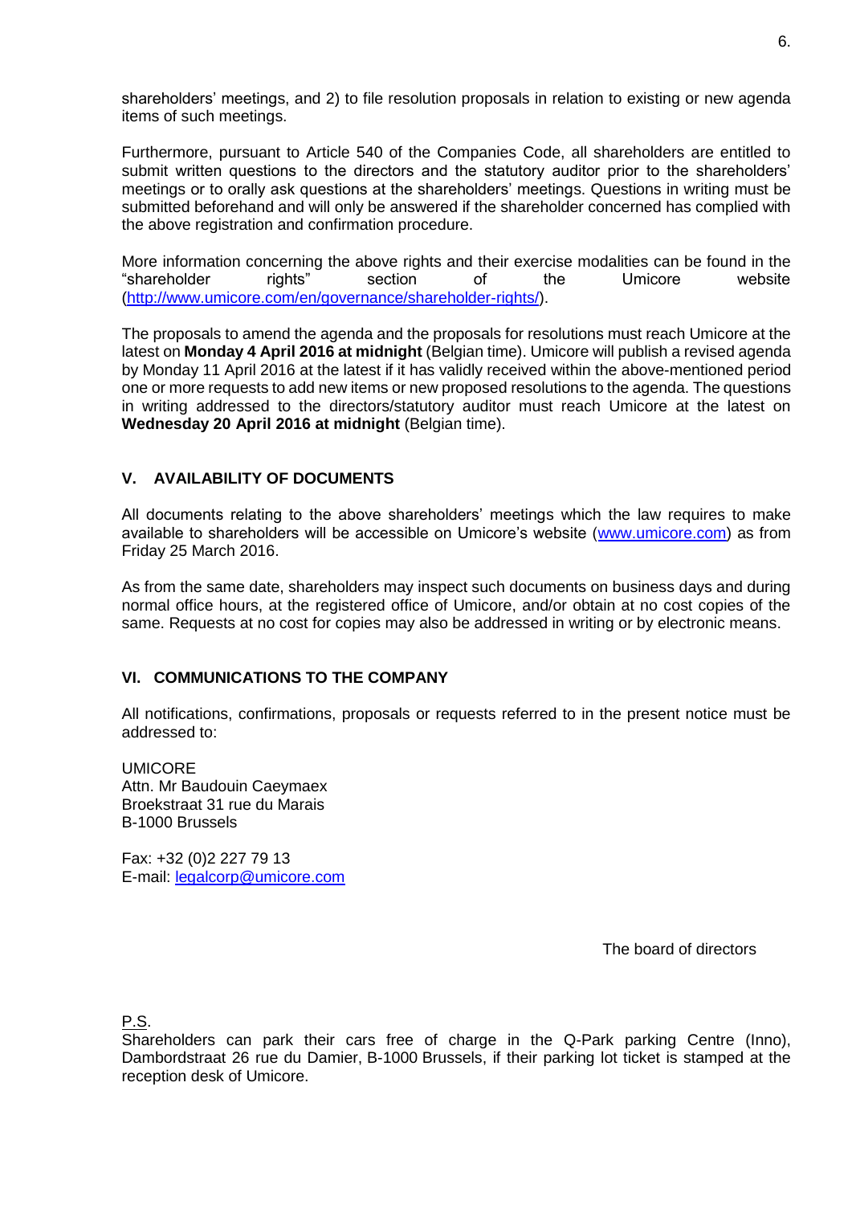shareholders' meetings, and 2) to file resolution proposals in relation to existing or new agenda items of such meetings.

Furthermore, pursuant to Article 540 of the Companies Code, all shareholders are entitled to submit written questions to the directors and the statutory auditor prior to the shareholders' meetings or to orally ask questions at the shareholders' meetings. Questions in writing must be submitted beforehand and will only be answered if the shareholder concerned has complied with the above registration and confirmation procedure.

More information concerning the above rights and their exercise modalities can be found in the "shareholder rights" section of the Umicore website (http://www.umicore.com/en/governance/shareholder-rights/).

The proposals to amend the agenda and the proposals for resolutions must reach Umicore at the latest on **Monday 4 April 2016 at midnight** (Belgian time). Umicore will publish a revised agenda by Monday 11 April 2016 at the latest if it has validly received within the above-mentioned period one or more requests to add new items or new proposed resolutions to the agenda. The questions in writing addressed to the directors/statutory auditor must reach Umicore at the latest on **Wednesday 20 April 2016 at midnight** (Belgian time).

## V. AVAILABILITY OF DOCUMENTS

All documents relating to the above shareholders' meetings which the law requires to make available to shareholders will be accessible on Umicore's website (www.umicore.com) as from Friday 25 March 2016.

As from the same date, shareholders may inspect such documents on business days and during normal office hours, at the registered office of Umicore, and/or obtain at no cost copies of the same. Requests at no cost for copies may also be addressed in writing or by electronic means.

## VI. COMMUNICATIONS TO THE COMPANY

All notifications, confirmations, proposals or requests referred to in the present notice must be addressed to:

UMICORE  
Attn. Mr Baudouin Caeymaex  
Broekstraat 31 rue du Marais  
B-1000 Brussels

Fax: +32 (0)2 227 79 13  
E-mail: legalcorp@umicore.com

The board of directors

P.S.  
Shareholders can park their cars free of charge in the Q-Park parking Centre (Inno), Dambordstraat 26 rue du Damier, B-1000 Brussels, if their parking lot ticket is stamped at the reception desk of Umicore.